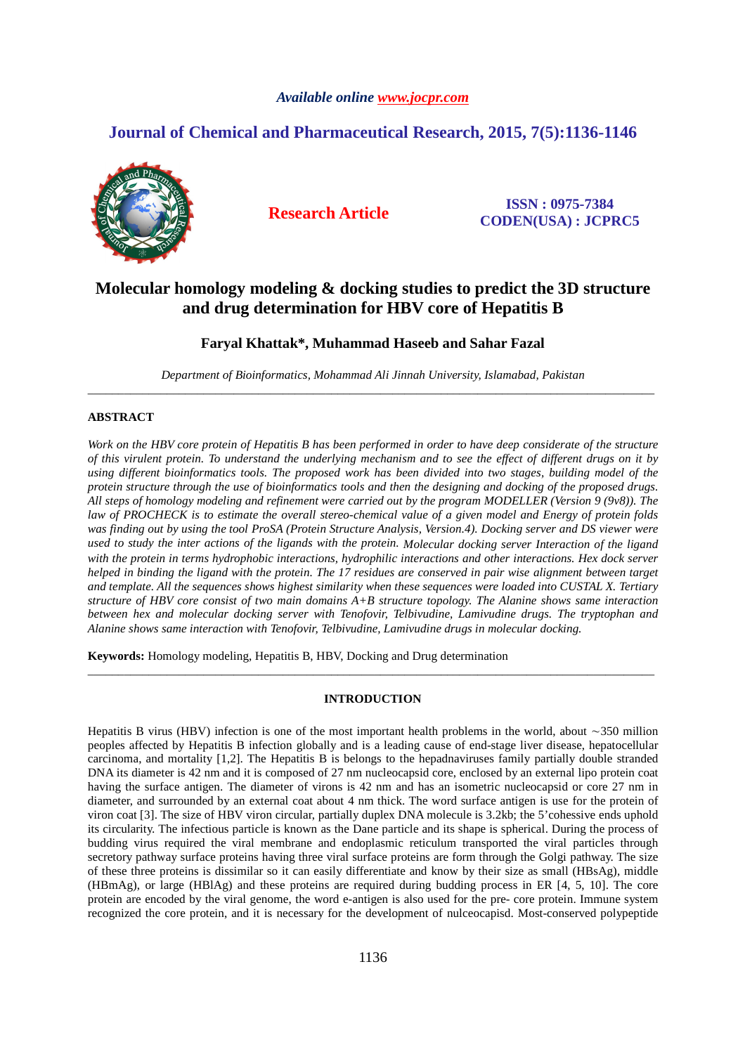Available online www.jocpr.com

# Journal of Chemical and Pharmaceutical Research, 2015, 7(5):1136-1146

**Research Article**

**ISSN : 0975-7384**
**CODEN(USA) : JCPRC5**

# Molecular homology modeling & docking studies to predict the 3D structure and drug determination for HBV core of Hepatitis B

**Faryal Khattak\*, Muhammad Haseeb and Sahar Fazal**

*Department of Bioinformatics, Mohammad Ali Jinnah University, Islamabad, Pakistan*

---

## ABSTRACT

*Work on the HBV core protein of Hepatitis B has been performed in order to have deep considerate of the structure of this virulent protein. To understand the underlying mechanism and to see the effect of different drugs on it by using different bioinformatics tools. The proposed work has been divided into two stages, building model of the protein structure through the use of bioinformatics tools and then the designing and docking of the proposed drugs. All steps of homology modeling and refinement were carried out by the program MODELLER (Version 9 (9v8)). The law of PROCHECK is to estimate the overall stereo-chemical value of a given model and Energy of protein folds was finding out by using the tool ProSA (Protein Structure Analysis, Version.4). Docking server and DS viewer were used to study the inter actions of the ligands with the protein. Molecular docking server Interaction of the ligand with the protein in terms hydrophobic interactions, hydrophilic interactions and other interactions. Hex dock server helped in binding the ligand with the protein. The 17 residues are conserved in pair wise alignment between target and template. All the sequences shows highest similarity when these sequences were loaded into CUSTAL X. Tertiary structure of HBV core consist of two main domains A+B structure topology. The Alanine shows same interaction between hex and molecular docking server with Tenofovir, Telbivudine, Lamivudine drugs. The tryptophan and Alanine shows same interaction with Tenofovir, Telbivudine, Lamivudine drugs in molecular docking.*

**Keywords:** Homology modeling, Hepatitis B, HBV, Docking and Drug determination

---

## INTRODUCTION

Hepatitis B virus (HBV) infection is one of the most important health problems in the world, about ~350 million peoples affected by Hepatitis B infection globally and is a leading cause of end-stage liver disease, hepatocellular carcinoma, and mortality [1,2]. The Hepatitis B is belongs to the hepadnaviruses family partially double stranded DNA its diameter is 42 nm and it is composed of 27 nm nucleocapsid core, enclosed by an external lipo protein coat having the surface antigen. The diameter of virons is 42 nm and has an isometric nucleocapsid or core 27 nm in diameter, and surrounded by an external coat about 4 nm thick. The word surface antigen is use for the protein of viron coat [3]. The size of HBV viron circular, partially duplex DNA molecule is 3.2kb; the 5'cohessive ends uphold its circularity. The infectious particle is known as the Dane particle and its shape is spherical. During the process of budding virus required the viral membrane and endoplasmic reticulum transported the viral particles through secretory pathway surface proteins having three viral surface proteins are form through the Golgi pathway. The size of these three proteins is dissimilar so it can easily differentiate and know by their size as small (HBsAg), middle (HBmAg), or large (HBlAg) and these proteins are required during budding process in ER [4, 5, 10]. The core protein are encoded by the viral genome, the word e-antigen is also used for the pre- core protein. Immune system recognized the core protein, and it is necessary for the development of nulceocapisd. Most-conserved polypeptide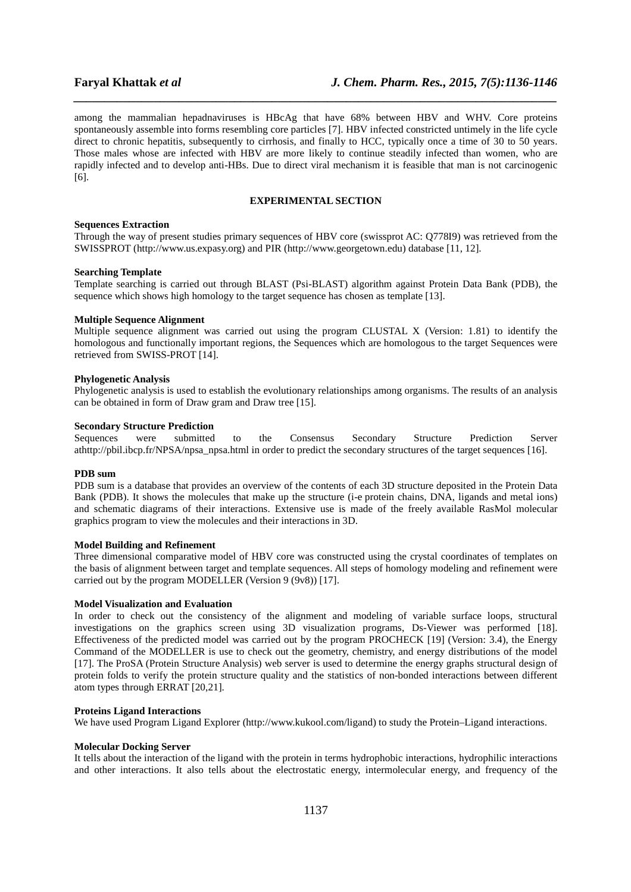among the mammalian hepadnaviruses is HBcAg that have 68% between HBV and WHV. Core proteins spontaneously assemble into forms resembling core particles [7]. HBV infected constricted untimely in the life cycle direct to chronic hepatitis, subsequently to cirrhosis, and finally to HCC, typically once a time of 30 to 50 years. Those males whose are infected with HBV are more likely to continue steadily infected than women, who are rapidly infected and to develop anti-HBs. Due to direct viral mechanism it is feasible that man is not carcinogenic [6].

## EXPERIMENTAL SECTION

### Sequences Extraction

Through the way of present studies primary sequences of HBV core (swissprot AC: Q778I9) was retrieved from the SWISSPROT (http://www.us.expasy.org) and PIR (http://www.georgetown.edu) database [11, 12].

### Searching Template

Template searching is carried out through BLAST (Psi-BLAST) algorithm against Protein Data Bank (PDB), the sequence which shows high homology to the target sequence has chosen as template [13].

### Multiple Sequence Alignment

Multiple sequence alignment was carried out using the program CLUSTAL X (Version: 1.81) to identify the homologous and functionally important regions, the Sequences which are homologous to the target Sequences were retrieved from SWISS-PROT [14].

### Phylogenetic Analysis

Phylogenetic analysis is used to establish the evolutionary relationships among organisms. The results of an analysis can be obtained in form of Draw gram and Draw tree [15].

### Secondary Structure Prediction

Sequences were submitted to the Consensus Secondary Structure Prediction Server athttp://pbil.ibcp.fr/NPSA/npsa_npsa.html in order to predict the secondary structures of the target sequences [16].

### PDB sum

PDB sum is a database that provides an overview of the contents of each 3D structure deposited in the Protein Data Bank (PDB). It shows the molecules that make up the structure (i-e protein chains, DNA, ligands and metal ions) and schematic diagrams of their interactions. Extensive use is made of the freely available RasMol molecular graphics program to view the molecules and their interactions in 3D.

### Model Building and Refinement

Three dimensional comparative model of HBV core was constructed using the crystal coordinates of templates on the basis of alignment between target and template sequences. All steps of homology modeling and refinement were carried out by the program MODELLER (Version 9 (9v8)) [17].

### Model Visualization and Evaluation

In order to check out the consistency of the alignment and modeling of variable surface loops, structural investigations on the graphics screen using 3D visualization programs, Ds-Viewer was performed [18]. Effectiveness of the predicted model was carried out by the program PROCHECK [19] (Version: 3.4), the Energy Command of the MODELLER is use to check out the geometry, chemistry, and energy distributions of the model [17]. The ProSA (Protein Structure Analysis) web server is used to determine the energy graphs structural design of protein folds to verify the protein structure quality and the statistics of non-bonded interactions between different atom types through ERRAT [20,21].

### Proteins Ligand Interactions

We have used Program Ligand Explorer (http://www.kukool.com/ligand) to study the Protein–Ligand interactions.

### Molecular Docking Server

It tells about the interaction of the ligand with the protein in terms hydrophobic interactions, hydrophilic interactions and other interactions. It also tells about the electrostatic energy, intermolecular energy, and frequency of the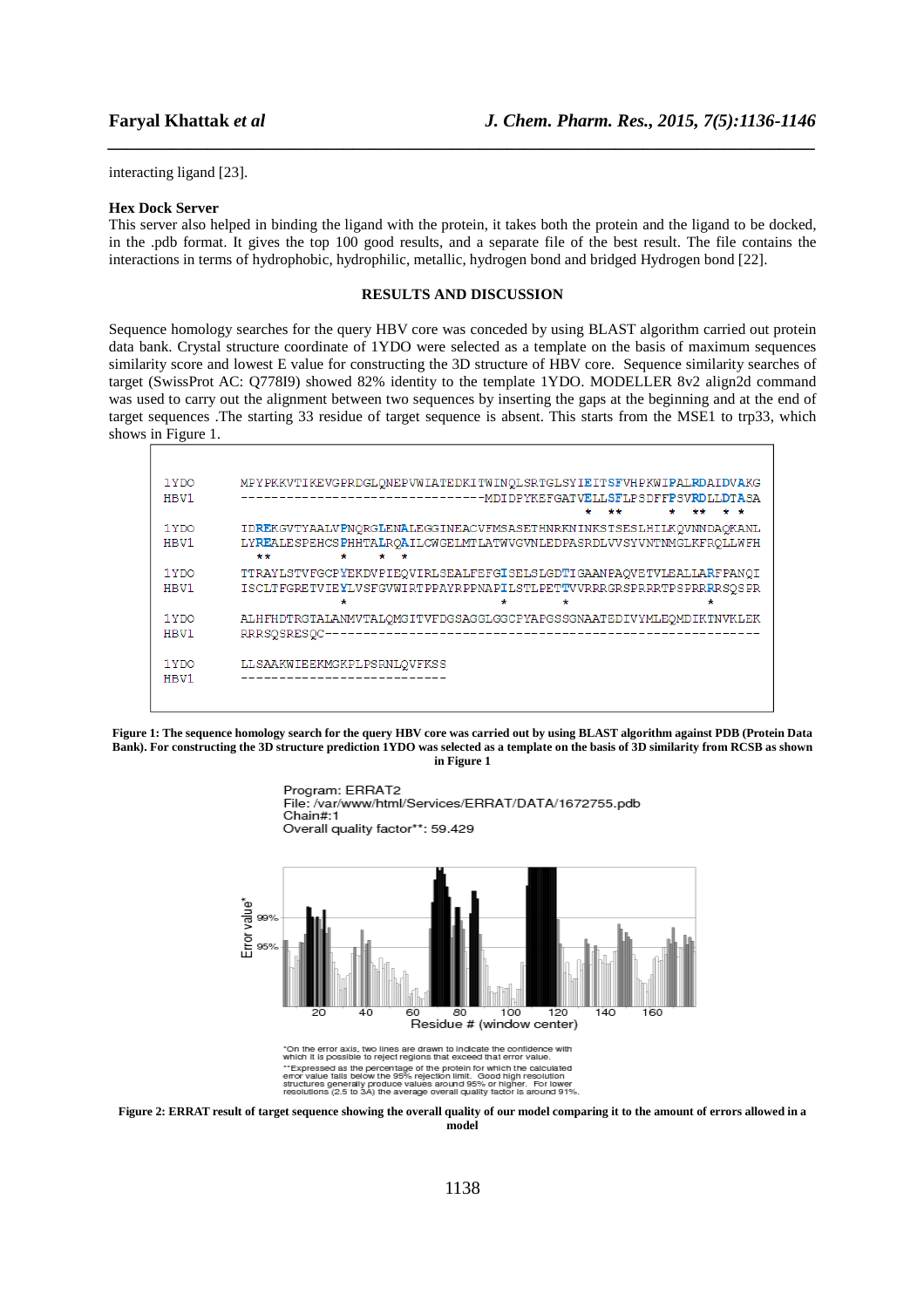interacting ligand [23].

**Hex Dock Server**

This server also helped in binding the ligand with the protein, it takes both the protein and the ligand to be docked, in the .pdb format. It gives the top 100 good results, and a separate file of the best result. The file contains the interactions in terms of hydrophobic, hydrophilic, metallic, hydrogen bond and bridged Hydrogen bond [22].

## RESULTS AND DISCUSSION

Sequence homology searches for the query HBV core was conceded by using BLAST algorithm carried out protein data bank. Crystal structure coordinate of 1YDO were selected as a template on the basis of maximum sequences similarity score and lowest E value for constructing the 3D structure of HBV core. Sequence similarity searches of target (SwissProt AC: Q778I9) showed 82% identity to the template 1YDO. MODELLER 8v2 align2d command was used to carry out the alignment between two sequences by inserting the gaps at the beginning and at the end of target sequences .The starting 33 residue of target sequence is absent. This starts from the MSE1 to trp33, which shows in Figure 1.

```
1YDO    MPYPKKVTIKEVGPRDGLQNEPVWIATEDKITWINQLSRTGLSYIEITSFVHPKWIPALRDAIDVAKG
HBV1    ------------------------------MDIDPYKEFGATVELLSFLPSDFFPSVRDLLDTASA
                                                *  **      *  **   * *

1YDO    IDREKGVTYAALVPNQRGLENALEGGINEACVFMSASETHNRKNINKSTSESLHILKQVNNDAQKANL
HBV1    LYREALESPEHCSPHHTALRQAILCWGELMTLATWVGVNLEDPASRDLVVSYVNTNMGLKFRQLLWFH
          **        *      *  *

1YDO    TTRAYLSTVFGCPYEKDVPIEQVIRLSEALFEFGISELSLGDTIGAANPAQVETVLEALLARFPANQI
HBV1    ISCLTFGRETVIEYLVSFGVWIRTPPAYRPPNAPILSTLPETTVVRRRGRSPRRRTPSPRRRRSQSPR
                      *                *       *                  *

1YDO    ALHFHDTRGTALANMVTALQMGITVFDGSAGGLGGCPYAPGSSGNAATEDIVYMLEQMDIKTNVKLEK
HBV1    RRRSQSRESQC---------------------------------------------------------

1YDO    LLSAAKWIEEKMGKPLPSRNLQVFKSS
HBV1    ---------------------------
```

**Figure 1: The sequence homology search for the query HBV core was carried out by using BLAST algorithm against PDB (Protein Data Bank). For constructing the 3D structure prediction 1YDO was selected as a template on the basis of 3D similarity from RCSB as shown in Figure 1**

Program: ERRAT2
File: /var/www/html/Services/ERRAT/DATA/1672755.pdb
Chain#:1
Overall quality factor**: 59.429

*On the error axis, two lines are drawn to indicate the confidence with which it is possible to reject regions that exceed that error value.
**Expressed as the percentage of the protein for which the calculated error value falls below the 95% rejection limit. Good high resolution structures generally produce values around 95% or higher. For lower resolutions (2.5 to 3A) the average overall quality factor is around 91%.

**Figure 2: ERRAT result of target sequence showing the overall quality of our model comparing it to the amount of errors allowed in a model**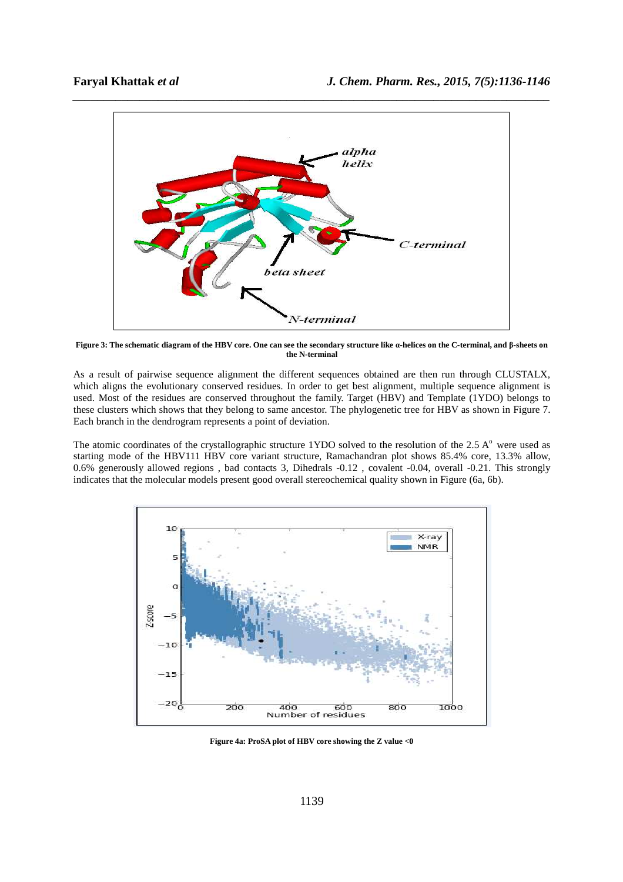**Figure 3: The schematic diagram of the HBV core. One can see the secondary structure like α-helices on the C-terminal, and β-sheets on the N-terminal**

As a result of pairwise sequence alignment the different sequences obtained are then run through CLUSTALX, which aligns the evolutionary conserved residues. In order to get best alignment, multiple sequence alignment is used. Most of the residues are conserved throughout the family. Target (HBV) and Template (1YDO) belongs to these clusters which shows that they belong to same ancestor. The phylogenetic tree for HBV as shown in Figure 7. Each branch in the dendrogram represents a point of deviation.

The atomic coordinates of the crystallographic structure 1YDO solved to the resolution of the 2.5 A° were used as starting mode of the HBV111 HBV core variant structure, Ramachandran plot shows 85.4% core, 13.3% allow, 0.6% generously allowed regions , bad contacts 3, Dihedrals -0.12 , covalent -0.04, overall -0.21. This strongly indicates that the molecular models present good overall stereochemical quality shown in Figure (6a, 6b).

**Figure 4a: ProSA plot of HBV core showing the Z value <0**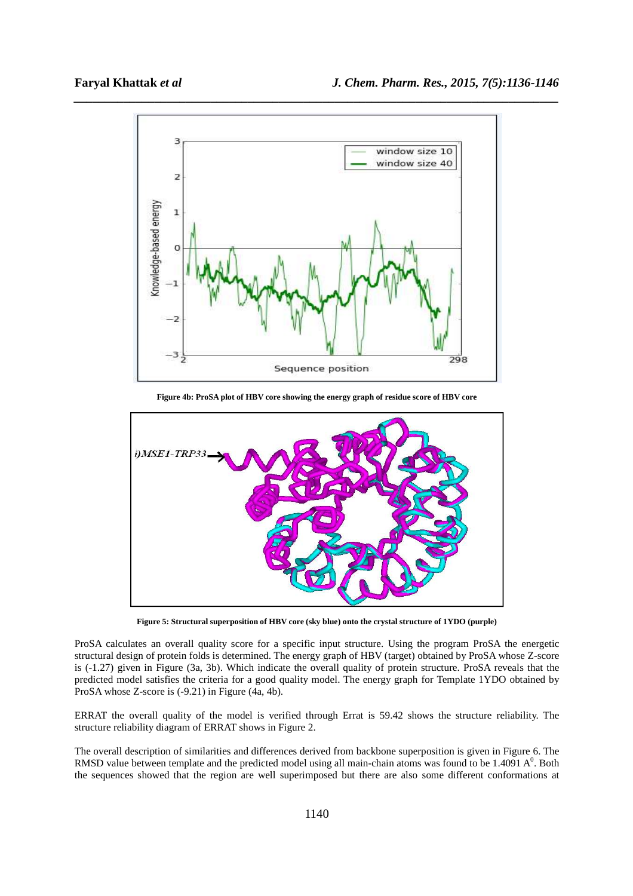**Figure 4b: ProSA plot of HBV core showing the energy graph of residue score of HBV core**

**Figure 5: Structural superposition of HBV core (sky blue) onto the crystal structure of 1YDO (purple)**

ProSA calculates an overall quality score for a specific input structure. Using the program ProSA the energetic structural design of protein folds is determined. The energy graph of HBV (target) obtained by ProSA whose Z-score is (-1.27) given in Figure (3a, 3b). Which indicate the overall quality of protein structure. ProSA reveals that the predicted model satisfies the criteria for a good quality model. The energy graph for Template 1YDO obtained by ProSA whose Z-score is (-9.21) in Figure (4a, 4b).

ERRAT the overall quality of the model is verified through Errat is 59.42 shows the structure reliability. The structure reliability diagram of ERRAT shows in Figure 2.

The overall description of similarities and differences derived from backbone superposition is given in Figure 6. The RMSD value between template and the predicted model using all main-chain atoms was found to be 1.4091 $A^0$. Both the sequences showed that the region are well superimposed but there are also some different conformations at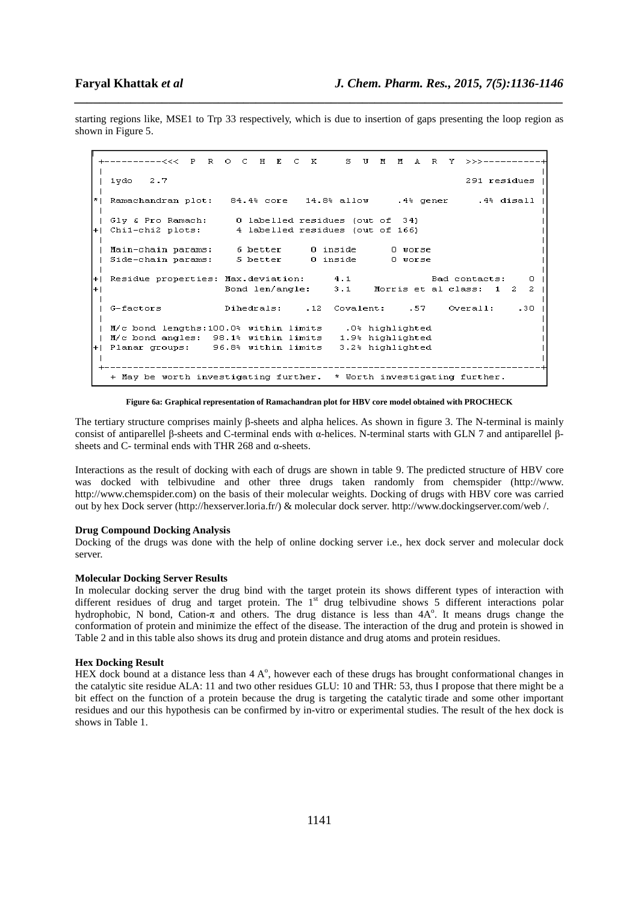starting regions like, MSE1 to Trp 33 respectively, which is due to insertion of gaps presenting the loop region as shown in Figure 5.

```
 +----------<<<  P R O C H E C K     S U M M A R Y  >>>----------+
 |                                                                |
 | 1ydo   2.7                                          291 residues |
 |                                                                |
*| Ramachandran plot:   84.4% core   14.8% allow    .4% gener    .4% disall |
 |                                                                |
 | Gly & Pro Ramach:     0 labelled residues (out of  34)         |
+| Chi1-chi2 plots:      4 labelled residues (out of 166)         |
 |                                                                |
 | Main-chain params:    6 better     0 inside     0 worse        |
 | Side-chain params:    5 better     0 inside     0 worse        |
 |                                                                |
+| Residue properties: Max.deviation:     4.1          Bad contacts:    0 |
+|                     Bond len/angle:    3.1    Morris et al class:  1  2  2 |
 |                                                                |
 | G-factors           Dihedrals:    .12  Covalent:    .57    Overall:    .30 |
 |                                                                |
 | M/c bond lengths:100.0% within limits    .0% highlighted        |
 | M/c bond angles:  98.1% within limits   1.9% highlighted        |
+| Planar groups:    96.8% within limits   3.2% highlighted        |
 |                                                                |
 +----------------------------------------------------------------+
   + May be worth investigating further.  * Worth investigating further.
```

**Figure 6a: Graphical representation of Ramachandran plot for HBV core model obtained with PROCHECK**

The tertiary structure comprises mainly β-sheets and alpha helices. As shown in figure 3. The N-terminal is mainly consist of antiparellel β-sheets and C-terminal ends with α-helices. N-terminal starts with GLN 7 and antiparellel β-sheets and C- terminal ends with THR 268 and α-sheets.

Interactions as the result of docking with each of drugs are shown in table 9. The predicted structure of HBV core was docked with telbivudine and other three drugs taken randomly from chemspider (http://www. http://www.chemspider.com) on the basis of their molecular weights. Docking of drugs with HBV core was carried out by hex Dock server (http://hexserver.loria.fr/) & molecular dock server. http://www.dockingserver.com/web /.

#### Drug Compound Docking Analysis

Docking of the drugs was done with the help of online docking server i.e., hex dock server and molecular dock server.

#### Molecular Docking Server Results

In molecular docking server the drug bind with the target protein its shows different types of interaction with different residues of drug and target protein. The 1st drug telbivudine shows 5 different interactions polar hydrophobic, N bond, Cation-π and others. The drug distance is less than 4A°. It means drugs change the conformation of protein and minimize the effect of the disease. The interaction of the drug and protein is showed in Table 2 and in this table also shows its drug and protein distance and drug atoms and protein residues.

#### Hex Docking Result

HEX dock bound at a distance less than 4 A°, however each of these drugs has brought conformational changes in the catalytic site residue ALA: 11 and two other residues GLU: 10 and THR: 53, thus I propose that there might be a bit effect on the function of a protein because the drug is targeting the catalytic tirade and some other important residues and our this hypothesis can be confirmed by in-vitro or experimental studies. The result of the hex dock is shows in Table 1.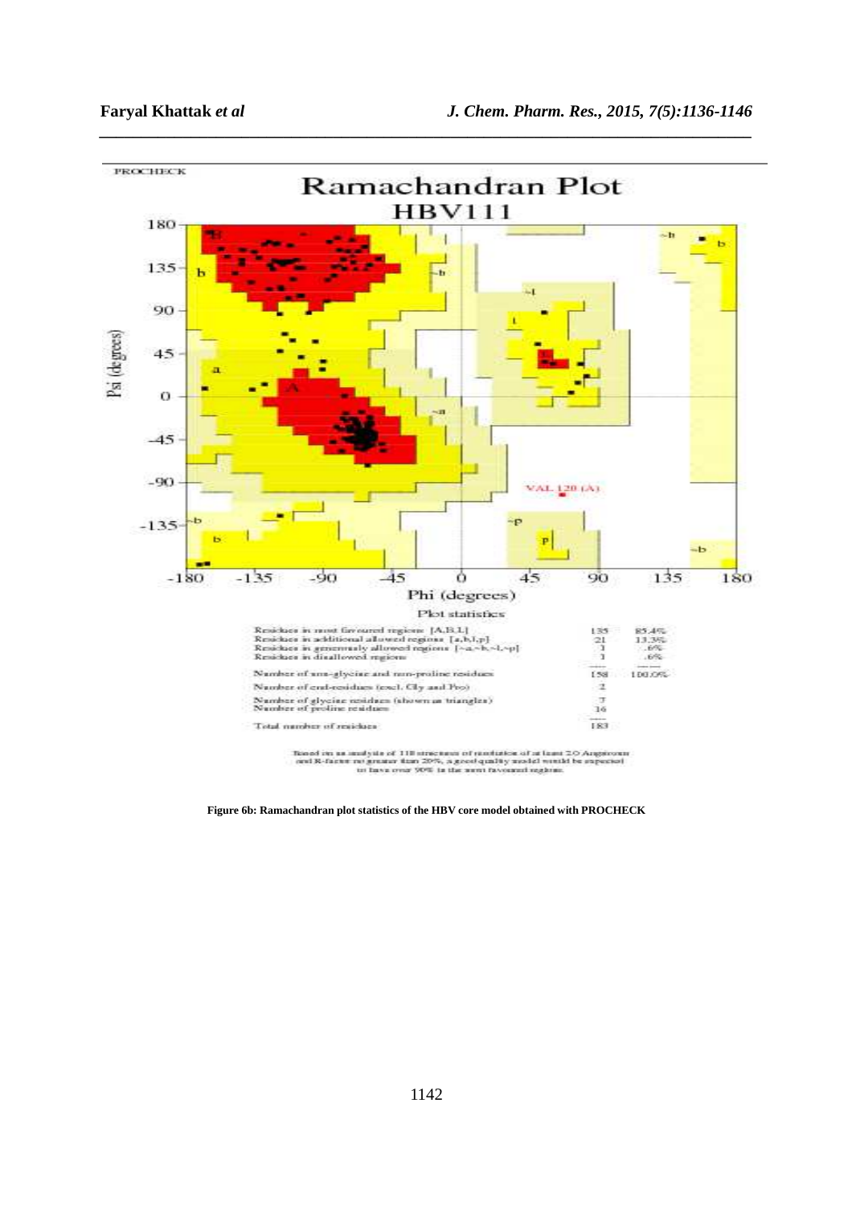PROCHECK

# Ramachandran Plot

## HBV111

Plot statistics

| | | |
|---|---|---|
| Residues in most favoured regions [A,B,L] | 135 | 85.4% |
| Residues in additional allowed regions [a,b,l,p] | 21 | 13.3% |
| Residues in generously allowed regions [~a,~b,~l,~p] | 1 | .6% |
| Residues in disallowed regions | 1 | .6% |
| Number of non-glycine and non-proline residues | 158 | 100.0% |
| Number of end-residues (excl. Gly and Pro) | 2 | |
| Number of glycine residues (shown as triangles) | 7 | |
| Number of proline residues | 16 | |
| Total number of residues | 183 | |

Based on an analysis of 118 structures of resolution of at least 2.0 Angstroms and R-factor no greater than 20%, a good quality model would be expected to have over 90% in the most favoured regions.

**Figure 6b: Ramachandran plot statistics of the HBV core model obtained with PROCHECK**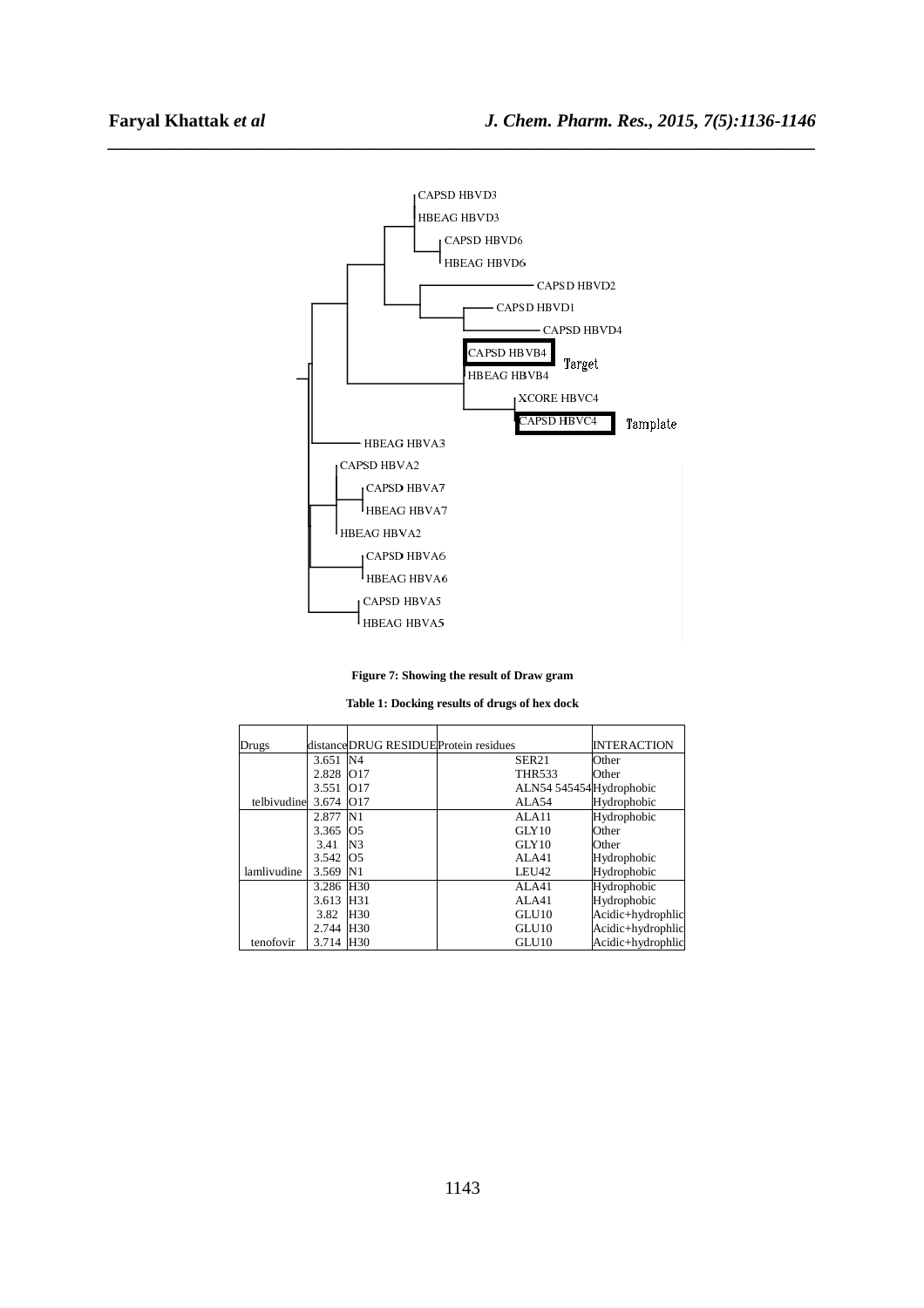**Figure 7: Showing the result of Draw gram**

**Table 1: Docking results of drugs of hex dock**

| Drugs | distance | DRUG RESIDUE | Protein residues | INTERACTION |
|---|---|---|---|---|
| | 3.651 | N4 | SER21 | Other |
| | 2.828 | O17 | THR533 | Other |
| | 3.551 | O17 | ALN54 545454 | Hydrophobic |
| telbivudine | 3.674 | O17 | ALA54 | Hydrophobic |
| | 2.877 | N1 | ALA11 | Hydrophobic |
| | 3.365 | O5 | GLY10 | Other |
| | 3.41 | N3 | GLY10 | Other |
| | 3.542 | O5 | ALA41 | Hydrophobic |
| lamlivudine | 3.569 | N1 | LEU42 | Hydrophobic |
| | 3.286 | H30 | ALA41 | Hydrophobic |
| | 3.613 | H31 | ALA41 | Hydrophobic |
| | 3.82 | H30 | GLU10 | Acidic+hydrophlic |
| | 2.744 | H30 | GLU10 | Acidic+hydrophlic |
| tenofovir | 3.714 | H30 | GLU10 | Acidic+hydrophlic |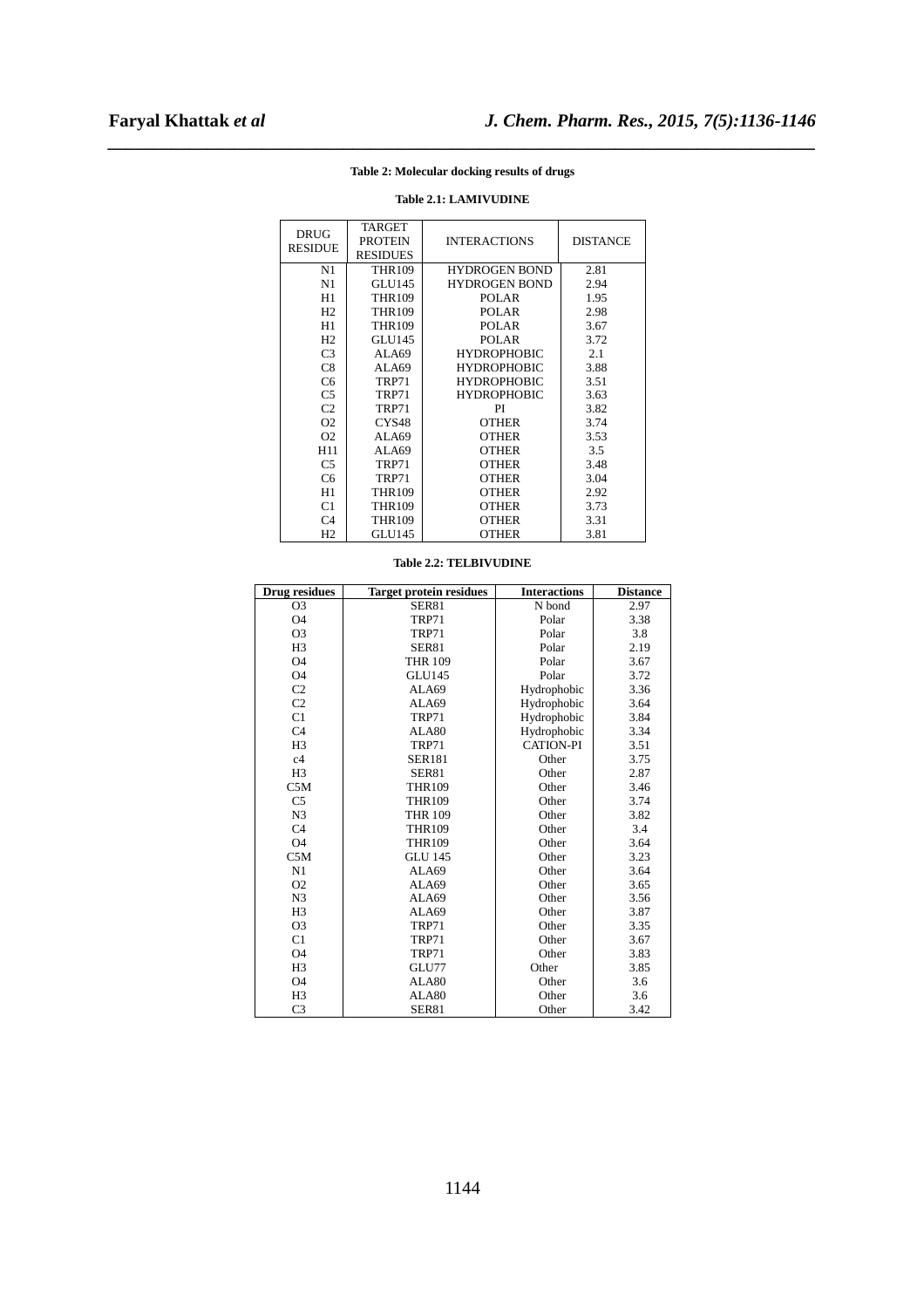**Table 2: Molecular docking results of drugs**

**Table 2.1: LAMIVUDINE**

| DRUG RESIDUE | TARGET PROTEIN RESIDUES | INTERACTIONS | DISTANCE |
|---|---|---|---|
| N1 | THR109 | HYDROGEN BOND | 2.81 |
| N1 | GLU145 | HYDROGEN BOND | 2.94 |
| H1 | THR109 | POLAR | 1.95 |
| H2 | THR109 | POLAR | 2.98 |
| H1 | THR109 | POLAR | 3.67 |
| H2 | GLU145 | POLAR | 3.72 |
| C3 | ALA69 | HYDROPHOBIC | 2.1 |
| C8 | ALA69 | HYDROPHOBIC | 3.88 |
| C6 | TRP71 | HYDROPHOBIC | 3.51 |
| C5 | TRP71 | HYDROPHOBIC | 3.63 |
| C2 | TRP71 | PI | 3.82 |
| O2 | CYS48 | OTHER | 3.74 |
| O2 | ALA69 | OTHER | 3.53 |
| H11 | ALA69 | OTHER | 3.5 |
| C5 | TRP71 | OTHER | 3.48 |
| C6 | TRP71 | OTHER | 3.04 |
| H1 | THR109 | OTHER | 2.92 |
| C1 | THR109 | OTHER | 3.73 |
| C4 | THR109 | OTHER | 3.31 |
| H2 | GLU145 | OTHER | 3.81 |

**Table 2.2: TELBIVUDINE**

| Drug residues | Target protein residues | Interactions | Distance |
|---|---|---|---|
| O3 | SER81 | N bond | 2.97 |
| O4 | TRP71 | Polar | 3.38 |
| O3 | TRP71 | Polar | 3.8 |
| H3 | SER81 | Polar | 2.19 |
| O4 | THR 109 | Polar | 3.67 |
| O4 | GLU145 | Polar | 3.72 |
| C2 | ALA69 | Hydrophobic | 3.36 |
| C2 | ALA69 | Hydrophobic | 3.64 |
| C1 | TRP71 | Hydrophobic | 3.84 |
| C4 | ALA80 | Hydrophobic | 3.34 |
| H3 | TRP71 | CATION-PI | 3.51 |
| c4 | SER181 | Other | 3.75 |
| H3 | SER81 | Other | 2.87 |
| C5M | THR109 | Other | 3.46 |
| C5 | THR109 | Other | 3.74 |
| N3 | THR 109 | Other | 3.82 |
| C4 | THR109 | Other | 3.4 |
| O4 | THR109 | Other | 3.64 |
| C5M | GLU 145 | Other | 3.23 |
| N1 | ALA69 | Other | 3.64 |
| O2 | ALA69 | Other | 3.65 |
| N3 | ALA69 | Other | 3.56 |
| H3 | ALA69 | Other | 3.87 |
| O3 | TRP71 | Other | 3.35 |
| C1 | TRP71 | Other | 3.67 |
| O4 | TRP71 | Other | 3.83 |
| H3 | GLU77 | Other | 3.85 |
| O4 | ALA80 | Other | 3.6 |
| H3 | ALA80 | Other | 3.6 |
| C3 | SER81 | Other | 3.42 |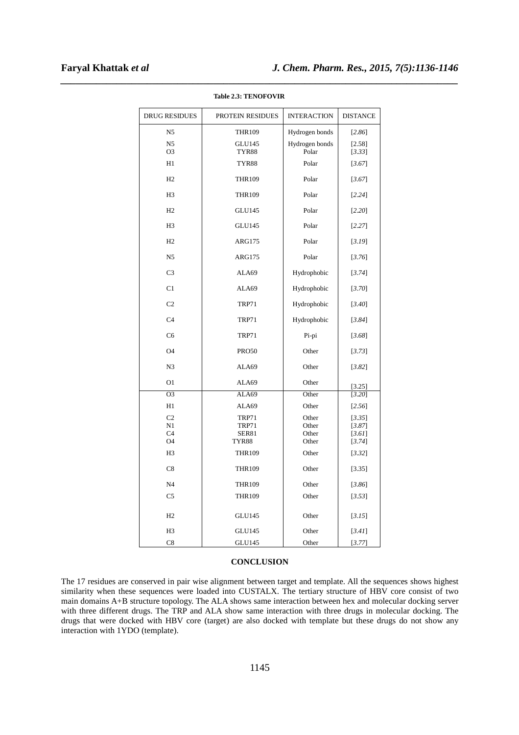**Table 2.3: TENOFOVIR**

| DRUG RESIDUES | PROTEIN RESIDUES | INTERACTION | DISTANCE |
|---|---|---|---|
| N5 | THR109 | Hydrogen bonds | [*2.86*] |
| N5 | GLU145 | Hydrogen bonds | [2.58] |
| O3 | TYR88 | Polar | [*3.33*] |
| H1 | TYR88 | Polar | [*3.67*] |
| H2 | THR109 | Polar | [*3.67*] |
| H3 | THR109 | Polar | [*2.24*] |
| H2 | GLU145 | Polar | [*2.20*] |
| H3 | GLU145 | Polar | [*2.27*] |
| H2 | ARG175 | Polar | [*3.19*] |
| N5 | ARG175 | Polar | [*3.76*] |
| C3 | ALA69 | Hydrophobic | [*3.74*] |
| C1 | ALA69 | Hydrophobic | [*3.70*] |
| C2 | TRP71 | Hydrophobic | [*3.40*] |
| C4 | TRP71 | Hydrophobic | [*3.84*] |
| C6 | TRP71 | Pi-pi | [*3.68*] |
| O4 | PRO50 | Other | [*3.73*] |
| N3 | ALA69 | Other | [*3.82*] |
| O1 | ALA69 | Other | [3.25] |
| O3 | ALA69 | Other | [*3.20*] |
| H1 | ALA69 | Other | [*2.56*] |
| C2 | TRP71 | Other | [*3.35*] |
| N1 | TRP71 | Other | [*3.87*] |
| C4 | SER81 | Other | [*3.61*] |
| O4 | TYR88 | Other | [*3.74*] |
| H3 | THR109 | Other | [*3.32*] |
| C8 | THR109 | Other | [3.35] |
| N4 | THR109 | Other | [*3.86*] |
| C5 | THR109 | Other | [*3.53*] |
| H2 | GLU145 | Other | [*3.15*] |
| H3 | GLU145 | Other | [*3.41*] |
| C8 | GLU145 | Other | [*3.77*] |

## CONCLUSION

The 17 residues are conserved in pair wise alignment between target and template. All the sequences shows highest similarity when these sequences were loaded into CUSTALX. The tertiary structure of HBV core consist of two main domains A+B structure topology. The ALA shows same interaction between hex and molecular docking server with three different drugs. The TRP and ALA show same interaction with three drugs in molecular docking. The drugs that were docked with HBV core (target) are also docked with template but these drugs do not show any interaction with 1YDO (template).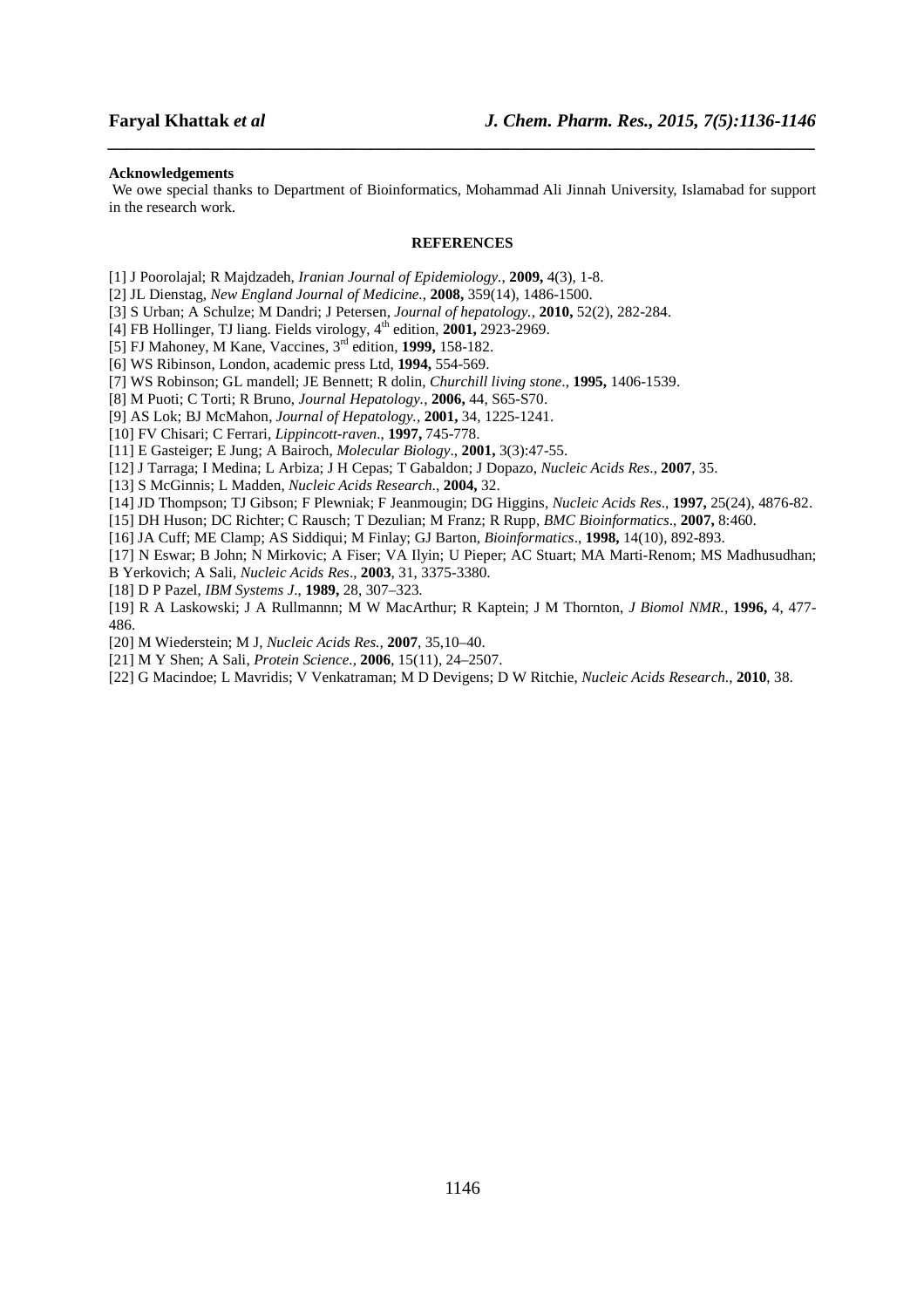**Acknowledgements**

We owe special thanks to Department of Bioinformatics, Mohammad Ali Jinnah University, Islamabad for support in the research work.

## REFERENCES

[1] J Poorolajal; R Majdzadeh, *Iranian Journal of Epidemiology.*, **2009,** 4(3), 1-8.

[2] JL Dienstag, *New England Journal of Medicine.*, **2008,** 359(14), 1486-1500.

[3] S Urban; A Schulze; M Dandri; J Petersen, *Journal of hepatology.*, **2010,** 52(2), 282-284.

[4] FB Hollinger, TJ liang. Fields virology, 4th edition, **2001,** 2923-2969.

[5] FJ Mahoney, M Kane, Vaccines, 3rd edition, **1999,** 158-182.

[6] WS Ribinson, London, academic press Ltd, **1994,** 554-569.

[7] WS Robinson; GL mandell; JE Bennett; R dolin, *Churchill living stone.*, **1995,** 1406-1539.

[8] M Puoti; C Torti; R Bruno, *Journal Hepatology.*, **2006,** 44, S65-S70.

[9] AS Lok; BJ McMahon, *Journal of Hepatology.*, **2001,** 34, 1225-1241.

[10] FV Chisari; C Ferrari, *Lippincott-raven.*, **1997,** 745-778.

[11] E Gasteiger; E Jung; A Bairoch, *Molecular Biology.*, **2001,** 3(3):47-55.

[12] J Tarraga; I Medina; L Arbiza; J H Cepas; T Gabaldon; J Dopazo, *Nucleic Acids Res.*, **2007**, 35.

[13] S McGinnis; L Madden, *Nucleic Acids Research.*, **2004,** 32.

[14] JD Thompson; TJ Gibson; F Plewniak; F Jeanmougin; DG Higgins, *Nucleic Acids Res.*, **1997,** 25(24), 4876-82.

[15] DH Huson; DC Richter; C Rausch; T Dezulian; M Franz; R Rupp, *BMC Bioinformatics.*, **2007,** 8:460.

[16] JA Cuff; ME Clamp; AS Siddiqui; M Finlay; GJ Barton, *Bioinformatics.*, **1998,** 14(10), 892-893.

[17] N Eswar; B John; N Mirkovic; A Fiser; VA Ilyin; U Pieper; AC Stuart; MA Marti-Renom; MS Madhusudhan; B Yerkovich; A Sali, *Nucleic Acids Res.*, **2003**, 31, 3375-3380.

[18] D P Pazel, *IBM Systems J.*, **1989,** 28, 307–323.

[19] R A Laskowski; J A Rullmannn; M W MacArthur; R Kaptein; J M Thornton, *J Biomol NMR.*, **1996,** 4, 477-486.

[20] M Wiederstein; M J, *Nucleic Acids Res.*, **2007**, 35,10–40.

[21] M Y Shen; A Sali, *Protein Science.*, **2006**, 15(11), 24–2507.

[22] G Macindoe; L Mavridis; V Venkatraman; M D Devigens; D W Ritchie, *Nucleic Acids Research.*, **2010**, 38.